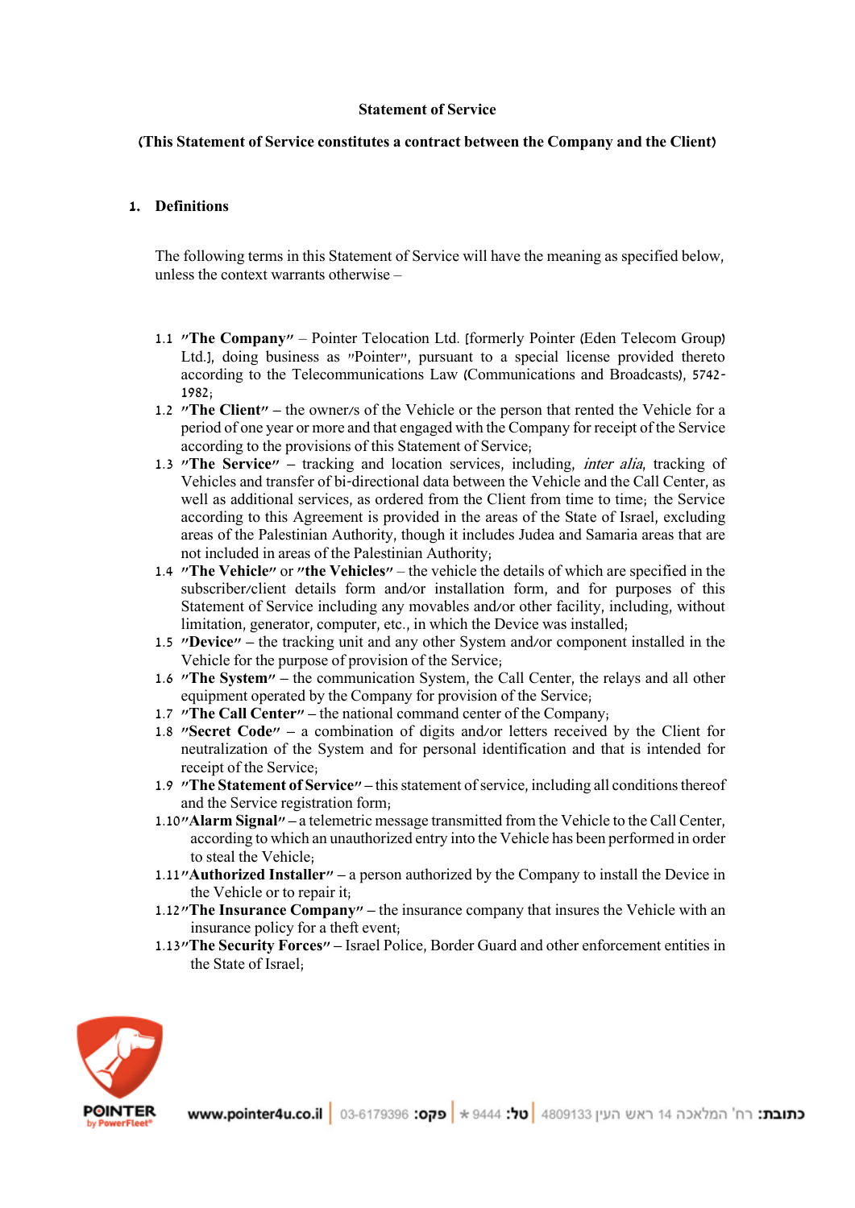**Statement of Service**

**(This Statement of Service constitutes a contract between the Company and the Client)**

## 1. Definitions

The following terms in this Statement of Service will have the meaning as specified below, unless the context warrants otherwise –

1.1 **"The Company"** – Pointer Telocation Ltd. [formerly Pointer (Eden Telecom Group) Ltd.], doing business as "Pointer", pursuant to a special license provided thereto according to the Telecommunications Law (Communications and Broadcasts), 5742-1982;

1.2 **"The Client"** – the owner/s of the Vehicle or the person that rented the Vehicle for a period of one year or more and that engaged with the Company for receipt of the Service according to the provisions of this Statement of Service;

1.3 **"The Service"** – tracking and location services, including, *inter alia*, tracking of Vehicles and transfer of bi-directional data between the Vehicle and the Call Center, as well as additional services, as ordered from the Client from time to time; the Service according to this Agreement is provided in the areas of the State of Israel, excluding areas of the Palestinian Authority, though it includes Judea and Samaria areas that are not included in areas of the Palestinian Authority;

1.4 **"The Vehicle"** or **"the Vehicles"** – the vehicle the details of which are specified in the subscriber/client details form and/or installation form, and for purposes of this Statement of Service including any movables and/or other facility, including, without limitation, generator, computer, etc., in which the Device was installed;

1.5 **"Device"** – the tracking unit and any other System and/or component installed in the Vehicle for the purpose of provision of the Service;

1.6 **"The System"** – the communication System, the Call Center, the relays and all other equipment operated by the Company for provision of the Service;

1.7 **"The Call Center"** – the national command center of the Company;

1.8 **"Secret Code"** – a combination of digits and/or letters received by the Client for neutralization of the System and for personal identification and that is intended for receipt of the Service;

1.9 **"The Statement of Service"** – this statement of service, including all conditions thereof and the Service registration form;

1.10 **"Alarm Signal"** – a telemetric message transmitted from the Vehicle to the Call Center, according to which an unauthorized entry into the Vehicle has been performed in order to steal the Vehicle;

1.11 **"Authorized Installer"** – a person authorized by the Company to install the Device in the Vehicle or to repair it;

1.12 **"The Insurance Company"** – the insurance company that insures the Vehicle with an insurance policy for a theft event;

1.13 **"The Security Forces"** – Israel Police, Border Guard and other enforcement entities in the State of Israel;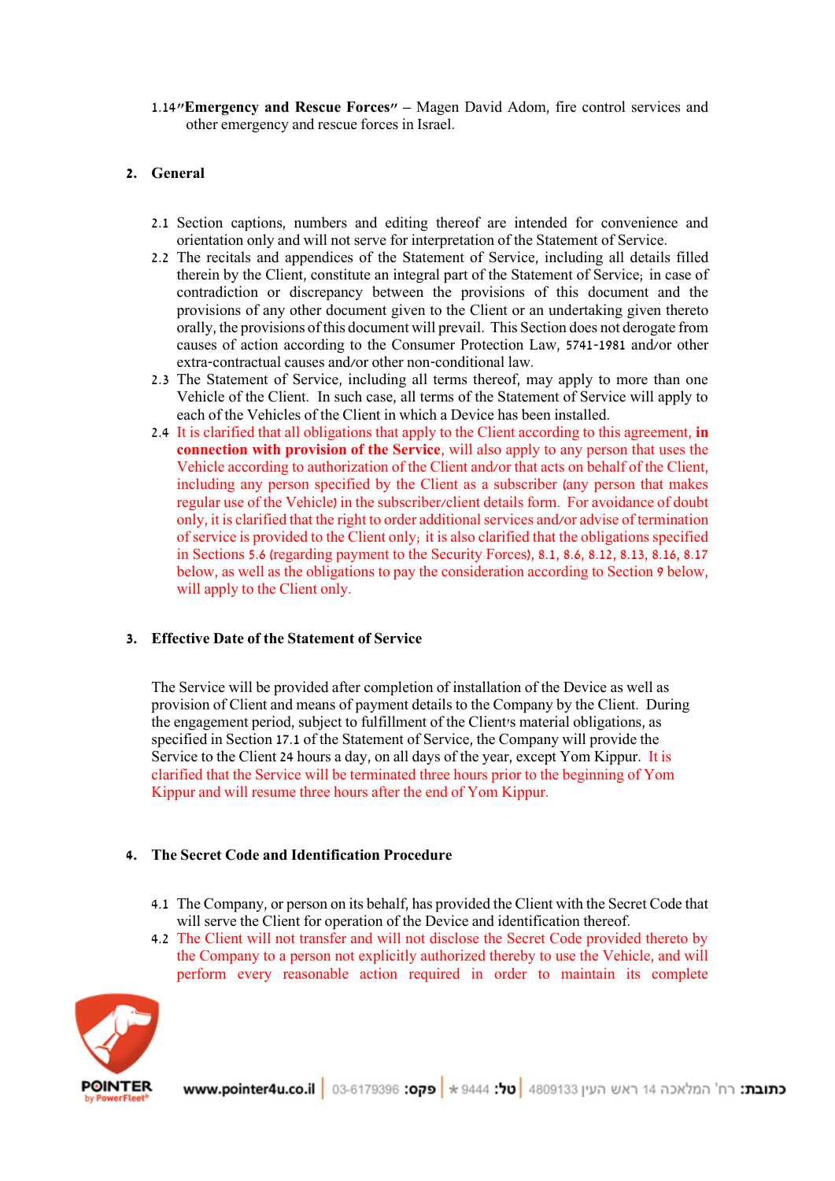1.14 **"Emergency and Rescue Forces"** – Magen David Adom, fire control services and other emergency and rescue forces in Israel.

## 2. General

2.1 Section captions, numbers and editing thereof are intended for convenience and orientation only and will not serve for interpretation of the Statement of Service.

2.2 The recitals and appendices of the Statement of Service, including all details filled therein by the Client, constitute an integral part of the Statement of Service; in case of contradiction or discrepancy between the provisions of this document and the provisions of any other document given to the Client or an undertaking given thereto orally, the provisions of this document will prevail. This Section does not derogate from causes of action according to the Consumer Protection Law, 5741-1981 and/or other extra-contractual causes and/or other non-conditional law.

2.3 The Statement of Service, including all terms thereof, may apply to more than one Vehicle of the Client. In such case, all terms of the Statement of Service will apply to each of the Vehicles of the Client in which a Device has been installed.

2.4 It is clarified that all obligations that apply to the Client according to this agreement, **in connection with provision of the Service**, will also apply to any person that uses the Vehicle according to authorization of the Client and/or that acts on behalf of the Client, including any person specified by the Client as a subscriber (any person that makes regular use of the Vehicle) in the subscriber/client details form. For avoidance of doubt only, it is clarified that the right to order additional services and/or advise of termination of service is provided to the Client only; it is also clarified that the obligations specified in Sections 5.6 (regarding payment to the Security Forces), 8.1, 8.6, 8.12, 8.13, 8.16, 8.17 below, as well as the obligations to pay the consideration according to Section 9 below, will apply to the Client only.

## 3. Effective Date of the Statement of Service

The Service will be provided after completion of installation of the Device as well as provision of Client and means of payment details to the Company by the Client. During the engagement period, subject to fulfillment of the Client's material obligations, as specified in Section 17.1 of the Statement of Service, the Company will provide the Service to the Client 24 hours a day, on all days of the year, except Yom Kippur. It is clarified that the Service will be terminated three hours prior to the beginning of Yom Kippur and will resume three hours after the end of Yom Kippur.

## 4. The Secret Code and Identification Procedure

4.1 The Company, or person on its behalf, has provided the Client with the Secret Code that will serve the Client for operation of the Device and identification thereof.

4.2 The Client will not transfer and will not disclose the Secret Code provided thereto by the Company to a person not explicitly authorized thereby to use the Vehicle, and will perform every reasonable action required in order to maintain its complete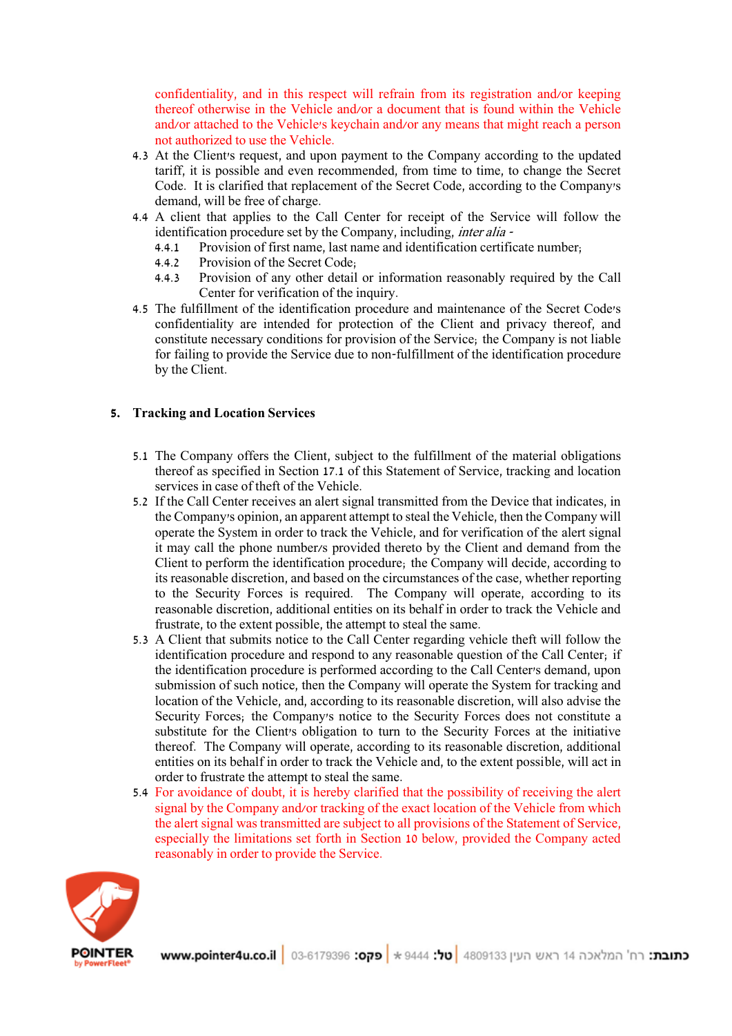confidentiality, and in this respect will refrain from its registration and/or keeping thereof otherwise in the Vehicle and/or a document that is found within the Vehicle and/or attached to the Vehicle's keychain and/or any means that might reach a person not authorized to use the Vehicle.

4.3 At the Client's request, and upon payment to the Company according to the updated tariff, it is possible and even recommended, from time to time, to change the Secret Code. It is clarified that replacement of the Secret Code, according to the Company's demand, will be free of charge.

4.4 A client that applies to the Call Center for receipt of the Service will follow the identification procedure set by the Company, including, *inter alia* -

4.4.1 Provision of first name, last name and identification certificate number;

4.4.2 Provision of the Secret Code;

4.4.3 Provision of any other detail or information reasonably required by the Call Center for verification of the inquiry.

4.5 The fulfillment of the identification procedure and maintenance of the Secret Code's confidentiality are intended for protection of the Client and privacy thereof, and constitute necessary conditions for provision of the Service; the Company is not liable for failing to provide the Service due to non-fulfillment of the identification procedure by the Client.

## 5. Tracking and Location Services

5.1 The Company offers the Client, subject to the fulfillment of the material obligations thereof as specified in Section 17.1 of this Statement of Service, tracking and location services in case of theft of the Vehicle.

5.2 If the Call Center receives an alert signal transmitted from the Device that indicates, in the Company's opinion, an apparent attempt to steal the Vehicle, then the Company will operate the System in order to track the Vehicle, and for verification of the alert signal it may call the phone number/s provided thereto by the Client and demand from the Client to perform the identification procedure; the Company will decide, according to its reasonable discretion, and based on the circumstances of the case, whether reporting to the Security Forces is required. The Company will operate, according to its reasonable discretion, additional entities on its behalf in order to track the Vehicle and frustrate, to the extent possible, the attempt to steal the same.

5.3 A Client that submits notice to the Call Center regarding vehicle theft will follow the identification procedure and respond to any reasonable question of the Call Center; if the identification procedure is performed according to the Call Center's demand, upon submission of such notice, then the Company will operate the System for tracking and location of the Vehicle, and, according to its reasonable discretion, will also advise the Security Forces; the Company's notice to the Security Forces does not constitute a substitute for the Client's obligation to turn to the Security Forces at the initiative thereof. The Company will operate, according to its reasonable discretion, additional entities on its behalf in order to track the Vehicle and, to the extent possible, will act in order to frustrate the attempt to steal the same.

5.4 For avoidance of doubt, it is hereby clarified that the possibility of receiving the alert signal by the Company and/or tracking of the exact location of the Vehicle from which the alert signal was transmitted are subject to all provisions of the Statement of Service, especially the limitations set forth in Section 10 below, provided the Company acted reasonably in order to provide the Service.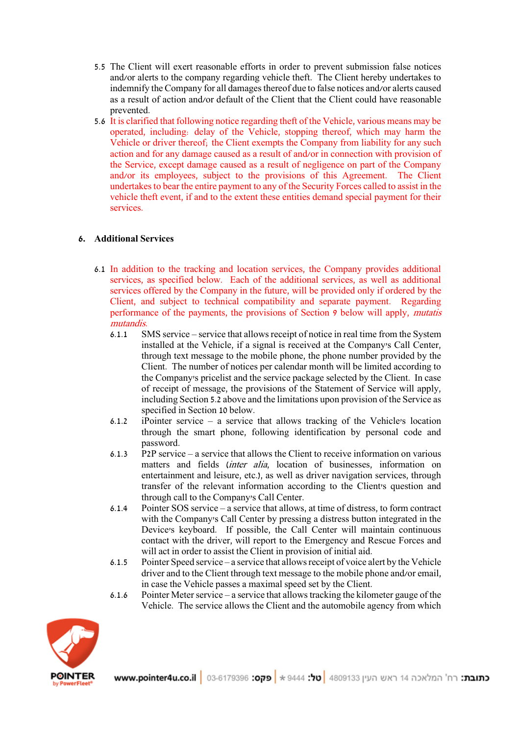5.5 The Client will exert reasonable efforts in order to prevent submission false notices and/or alerts to the company regarding vehicle theft. The Client hereby undertakes to indemnify the Company for all damages thereof due to false notices and/or alerts caused as a result of action and/or default of the Client that the Client could have reasonable prevented.

5.6 It is clarified that following notice regarding theft of the Vehicle, various means may be operated, including: delay of the Vehicle, stopping thereof, which may harm the Vehicle or driver thereof; the Client exempts the Company from liability for any such action and for any damage caused as a result of and/or in connection with provision of the Service, except damage caused as a result of negligence on part of the Company and/or its employees, subject to the provisions of this Agreement. The Client undertakes to bear the entire payment to any of the Security Forces called to assist in the vehicle theft event, if and to the extent these entities demand special payment for their services.

## 6. Additional Services

6.1 In addition to the tracking and location services, the Company provides additional services, as specified below. Each of the additional services, as well as additional services offered by the Company in the future, will be provided only if ordered by the Client, and subject to technical compatibility and separate payment. Regarding performance of the payments, the provisions of Section 9 below will apply, *mutatis mutandis*.

6.1.1 SMS service – service that allows receipt of notice in real time from the System installed at the Vehicle, if a signal is received at the Company's Call Center, through text message to the mobile phone, the phone number provided by the Client. The number of notices per calendar month will be limited according to the Company's pricelist and the service package selected by the Client. In case of receipt of message, the provisions of the Statement of Service will apply, including Section 5.2 above and the limitations upon provision of the Service as specified in Section 10 below.

6.1.2 iPointer service – a service that allows tracking of the Vehicle's location through the smart phone, following identification by personal code and password.

6.1.3 P2P service – a service that allows the Client to receive information on various matters and fields (*inter alia*, location of businesses, information on entertainment and leisure, etc.), as well as driver navigation services, through transfer of the relevant information according to the Client's question and through call to the Company's Call Center.

6.1.4 Pointer SOS service – a service that allows, at time of distress, to form contract with the Company's Call Center by pressing a distress button integrated in the Device's keyboard. If possible, the Call Center will maintain continuous contact with the driver, will report to the Emergency and Rescue Forces and will act in order to assist the Client in provision of initial aid.

6.1.5 Pointer Speed service – a service that allows receipt of voice alert by the Vehicle driver and to the Client through text message to the mobile phone and/or email, in case the Vehicle passes a maximal speed set by the Client.

6.1.6 Pointer Meter service – a service that allows tracking the kilometer gauge of the Vehicle. The service allows the Client and the automobile agency from which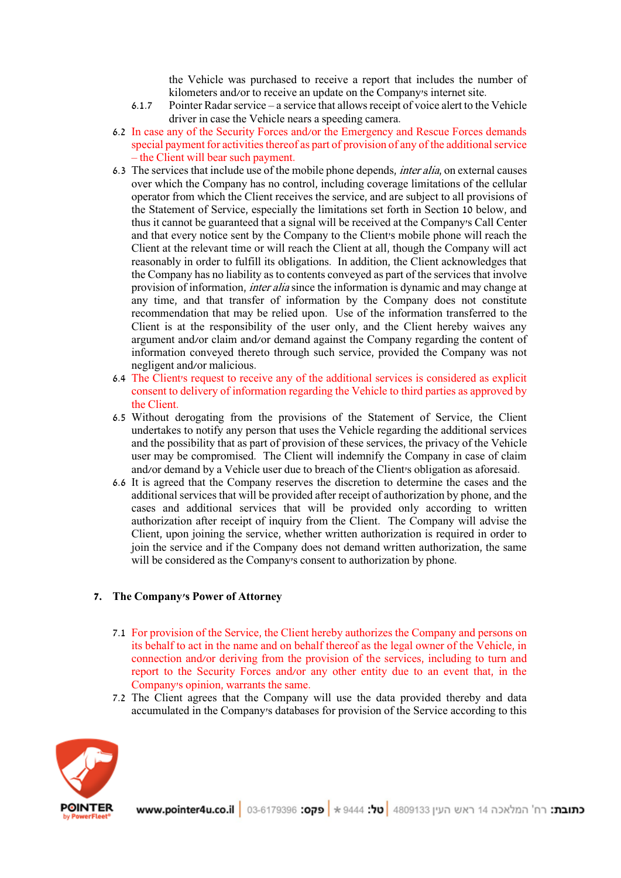the Vehicle was purchased to receive a report that includes the number of kilometers and/or to receive an update on the Company's internet site.

6.1.7 Pointer Radar service – a service that allows receipt of voice alert to the Vehicle driver in case the Vehicle nears a speeding camera.

6.2 In case any of the Security Forces and/or the Emergency and Rescue Forces demands special payment for activities thereof as part of provision of any of the additional service – the Client will bear such payment.

6.3 The services that include use of the mobile phone depends, *inter alia*, on external causes over which the Company has no control, including coverage limitations of the cellular operator from which the Client receives the service, and are subject to all provisions of the Statement of Service, especially the limitations set forth in Section 10 below, and thus it cannot be guaranteed that a signal will be received at the Company's Call Center and that every notice sent by the Company to the Client's mobile phone will reach the Client at the relevant time or will reach the Client at all, though the Company will act reasonably in order to fulfill its obligations. In addition, the Client acknowledges that the Company has no liability as to contents conveyed as part of the services that involve provision of information, *inter alia* since the information is dynamic and may change at any time, and that transfer of information by the Company does not constitute recommendation that may be relied upon. Use of the information transferred to the Client is at the responsibility of the user only, and the Client hereby waives any argument and/or claim and/or demand against the Company regarding the content of information conveyed thereto through such service, provided the Company was not negligent and/or malicious.

6.4 The Client's request to receive any of the additional services is considered as explicit consent to delivery of information regarding the Vehicle to third parties as approved by the Client.

6.5 Without derogating from the provisions of the Statement of Service, the Client undertakes to notify any person that uses the Vehicle regarding the additional services and the possibility that as part of provision of these services, the privacy of the Vehicle user may be compromised. The Client will indemnify the Company in case of claim and/or demand by a Vehicle user due to breach of the Client's obligation as aforesaid.

6.6 It is agreed that the Company reserves the discretion to determine the cases and the additional services that will be provided after receipt of authorization by phone, and the cases and additional services that will be provided only according to written authorization after receipt of inquiry from the Client. The Company will advise the Client, upon joining the service, whether written authorization is required in order to join the service and if the Company does not demand written authorization, the same will be considered as the Company's consent to authorization by phone.

## 7. The Company's Power of Attorney

7.1 For provision of the Service, the Client hereby authorizes the Company and persons on its behalf to act in the name and on behalf thereof as the legal owner of the Vehicle, in connection and/or deriving from the provision of the services, including to turn and report to the Security Forces and/or any other entity due to an event that, in the Company's opinion, warrants the same.

7.2 The Client agrees that the Company will use the data provided thereby and data accumulated in the Company's databases for provision of the Service according to this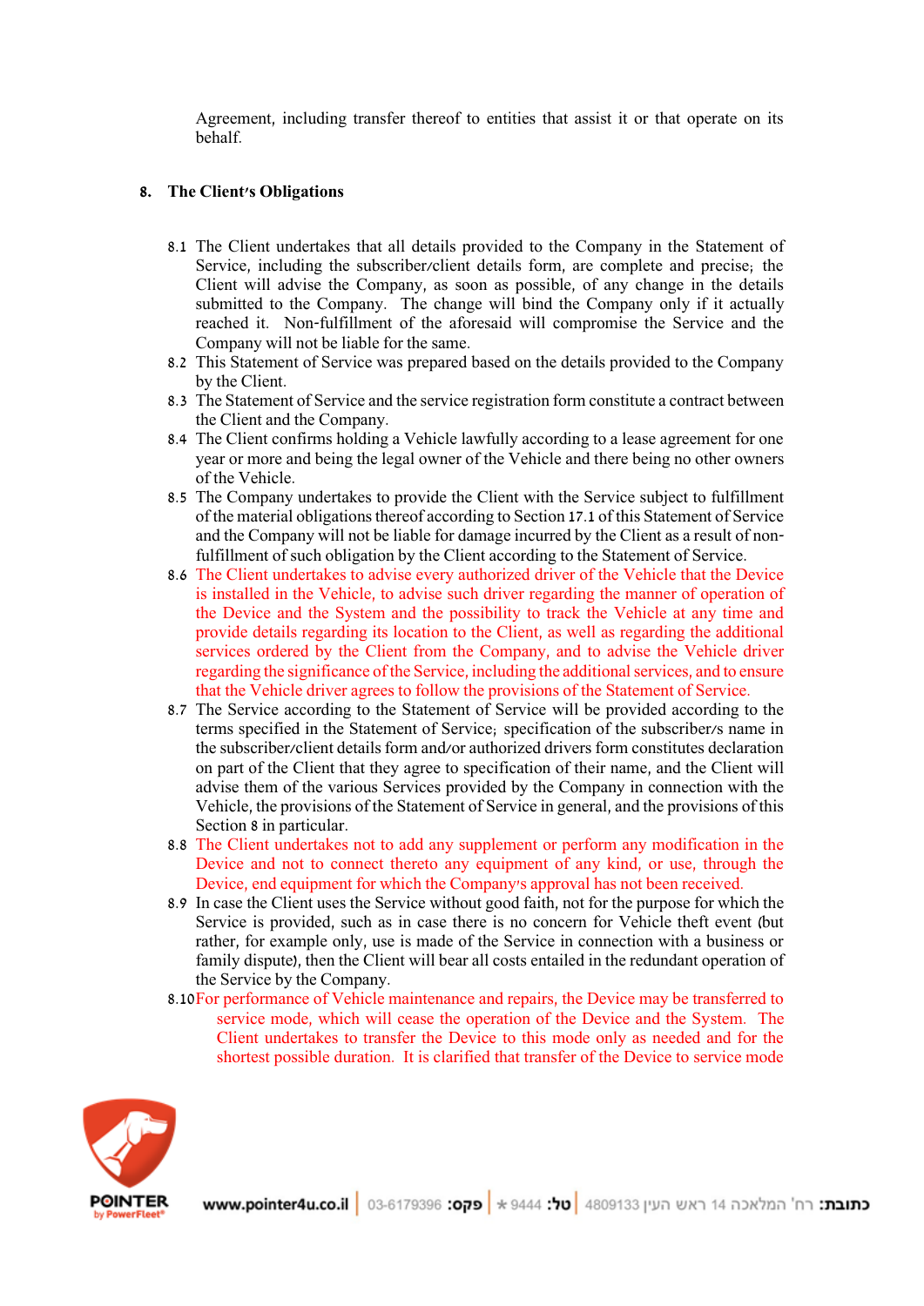Agreement, including transfer thereof to entities that assist it or that operate on its behalf.

## 8. The Client's Obligations

8.1 The Client undertakes that all details provided to the Company in the Statement of Service, including the subscriber/client details form, are complete and precise; the Client will advise the Company, as soon as possible, of any change in the details submitted to the Company. The change will bind the Company only if it actually reached it. Non-fulfillment of the aforesaid will compromise the Service and the Company will not be liable for the same.

8.2 This Statement of Service was prepared based on the details provided to the Company by the Client.

8.3 The Statement of Service and the service registration form constitute a contract between the Client and the Company.

8.4 The Client confirms holding a Vehicle lawfully according to a lease agreement for one year or more and being the legal owner of the Vehicle and there being no other owners of the Vehicle.

8.5 The Company undertakes to provide the Client with the Service subject to fulfillment of the material obligations thereof according to Section 17.1 of this Statement of Service and the Company will not be liable for damage incurred by the Client as a result of non-fulfillment of such obligation by the Client according to the Statement of Service.

8.6 The Client undertakes to advise every authorized driver of the Vehicle that the Device is installed in the Vehicle, to advise such driver regarding the manner of operation of the Device and the System and the possibility to track the Vehicle at any time and provide details regarding its location to the Client, as well as regarding the additional services ordered by the Client from the Company, and to advise the Vehicle driver regarding the significance of the Service, including the additional services, and to ensure that the Vehicle driver agrees to follow the provisions of the Statement of Service.

8.7 The Service according to the Statement of Service will be provided according to the terms specified in the Statement of Service; specification of the subscriber's name in the subscriber/client details form and/or authorized drivers form constitutes declaration on part of the Client that they agree to specification of their name, and the Client will advise them of the various Services provided by the Company in connection with the Vehicle, the provisions of the Statement of Service in general, and the provisions of this Section 8 in particular.

8.8 The Client undertakes not to add any supplement or perform any modification in the Device and not to connect thereto any equipment of any kind, or use, through the Device, end equipment for which the Company's approval has not been received.

8.9 In case the Client uses the Service without good faith, not for the purpose for which the Service is provided, such as in case there is no concern for Vehicle theft event (but rather, for example only, use is made of the Service in connection with a business or family dispute), then the Client will bear all costs entailed in the redundant operation of the Service by the Company.

8.10 For performance of Vehicle maintenance and repairs, the Device may be transferred to service mode, which will cease the operation of the Device and the System. The Client undertakes to transfer the Device to this mode only as needed and for the shortest possible duration. It is clarified that transfer of the Device to service mode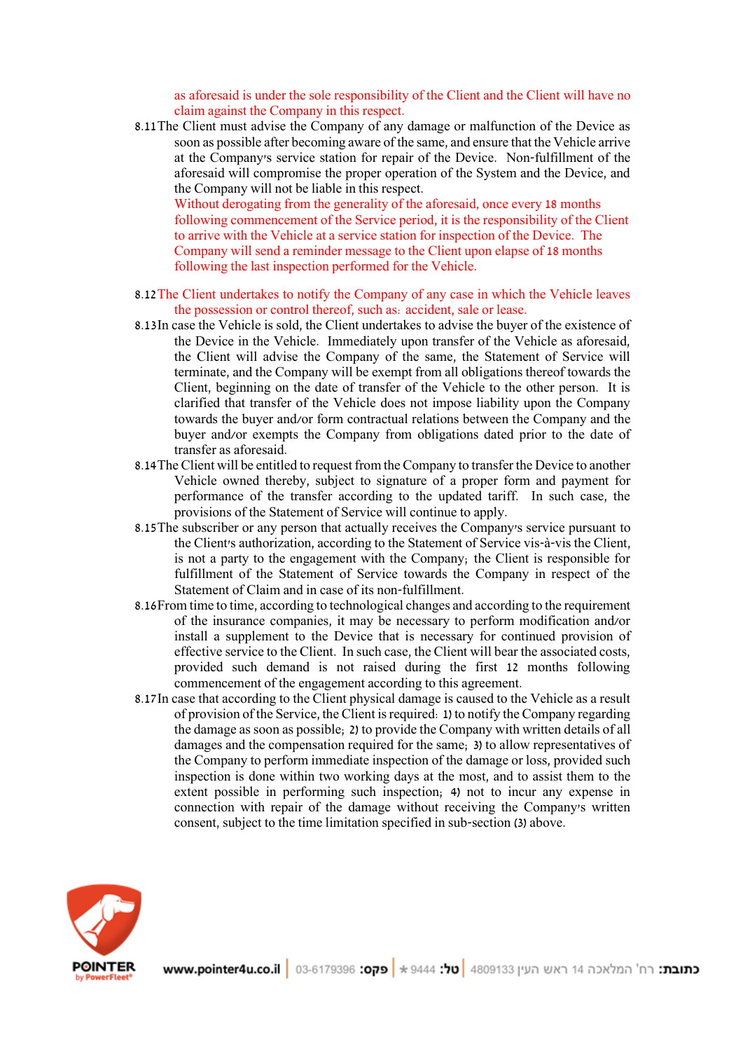as aforesaid is under the sole responsibility of the Client and the Client will have no claim against the Company in this respect.

8.11 The Client must advise the Company of any damage or malfunction of the Device as soon as possible after becoming aware of the same, and ensure that the Vehicle arrive at the Company's service station for repair of the Device. Non-fulfillment of the aforesaid will compromise the proper operation of the System and the Device, and the Company will not be liable in this respect.
Without derogating from the generality of the aforesaid, once every 18 months following commencement of the Service period, it is the responsibility of the Client to arrive with the Vehicle at a service station for inspection of the Device. The Company will send a reminder message to the Client upon elapse of 18 months following the last inspection performed for the Vehicle.

8.12 The Client undertakes to notify the Company of any case in which the Vehicle leaves the possession or control thereof, such as: accident, sale or lease.

8.13 In case the Vehicle is sold, the Client undertakes to advise the buyer of the existence of the Device in the Vehicle. Immediately upon transfer of the Vehicle as aforesaid, the Client will advise the Company of the same, the Statement of Service will terminate, and the Company will be exempt from all obligations thereof towards the Client, beginning on the date of transfer of the Vehicle to the other person. It is clarified that transfer of the Vehicle does not impose liability upon the Company towards the buyer and/or form contractual relations between the Company and the buyer and/or exempts the Company from obligations dated prior to the date of transfer as aforesaid.

8.14 The Client will be entitled to request from the Company to transfer the Device to another Vehicle owned thereby, subject to signature of a proper form and payment for performance of the transfer according to the updated tariff. In such case, the provisions of the Statement of Service will continue to apply.

8.15 The subscriber or any person that actually receives the Company's service pursuant to the Client's authorization, according to the Statement of Service vis-à-vis the Client, is not a party to the engagement with the Company; the Client is responsible for fulfillment of the Statement of Service towards the Company in respect of the Statement of Claim and in case of its non-fulfillment.

8.16 From time to time, according to technological changes and according to the requirement of the insurance companies, it may be necessary to perform modification and/or install a supplement to the Device that is necessary for continued provision of effective service to the Client. In such case, the Client will bear the associated costs, provided such demand is not raised during the first 12 months following commencement of the engagement according to this agreement.

8.17 In case that according to the Client physical damage is caused to the Vehicle as a result of provision of the Service, the Client is required: 1) to notify the Company regarding the damage as soon as possible; 2) to provide the Company with written details of all damages and the compensation required for the same; 3) to allow representatives of the Company to perform immediate inspection of the damage or loss, provided such inspection is done within two working days at the most, and to assist them to the extent possible in performing such inspection; 4) not to incur any expense in connection with repair of the damage without receiving the Company's written consent, subject to the time limitation specified in sub-section (3) above.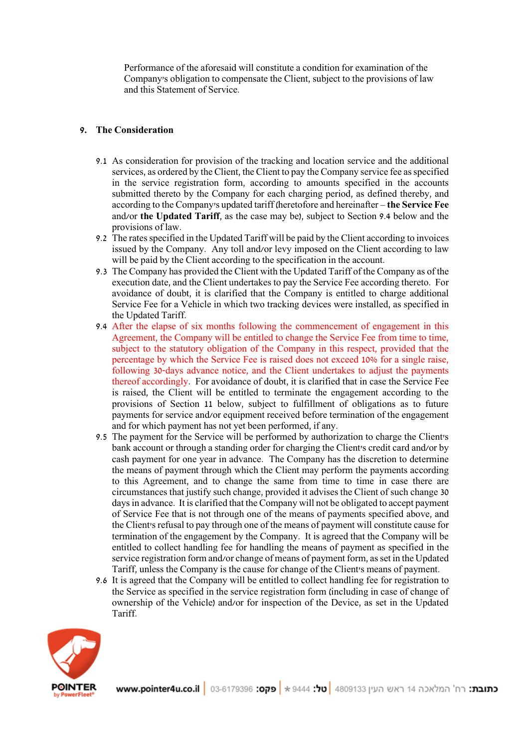Performance of the aforesaid will constitute a condition for examination of the Company's obligation to compensate the Client, subject to the provisions of law and this Statement of Service.

## 9. The Consideration

9.1 As consideration for provision of the tracking and location service and the additional services, as ordered by the Client, the Client to pay the Company service fee as specified in the service registration form, according to amounts specified in the accounts submitted thereto by the Company for each charging period, as defined thereby, and according to the Company's updated tariff (heretofore and hereinafter – **the Service Fee** and/or **the Updated Tariff**, as the case may be), subject to Section 9.4 below and the provisions of law.

9.2 The rates specified in the Updated Tariff will be paid by the Client according to invoices issued by the Company. Any toll and/or levy imposed on the Client according to law will be paid by the Client according to the specification in the account.

9.3 The Company has provided the Client with the Updated Tariff of the Company as of the execution date, and the Client undertakes to pay the Service Fee according thereto. For avoidance of doubt, it is clarified that the Company is entitled to charge additional Service Fee for a Vehicle in which two tracking devices were installed, as specified in the Updated Tariff.

9.4 After the elapse of six months following the commencement of engagement in this Agreement, the Company will be entitled to change the Service Fee from time to time, subject to the statutory obligation of the Company in this respect, provided that the percentage by which the Service Fee is raised does not exceed 10% for a single raise, following 30-days advance notice, and the Client undertakes to adjust the payments thereof accordingly. For avoidance of doubt, it is clarified that in case the Service Fee is raised, the Client will be entitled to terminate the engagement according to the provisions of Section 11 below, subject to fulfillment of obligations as to future payments for service and/or equipment received before termination of the engagement and for which payment has not yet been performed, if any.

9.5 The payment for the Service will be performed by authorization to charge the Client's bank account or through a standing order for charging the Client's credit card and/or by cash payment for one year in advance. The Company has the discretion to determine the means of payment through which the Client may perform the payments according to this Agreement, and to change the same from time to time in case there are circumstances that justify such change, provided it advises the Client of such change 30 days in advance. It is clarified that the Company will not be obligated to accept payment of Service Fee that is not through one of the means of payments specified above, and the Client's refusal to pay through one of the means of payment will constitute cause for termination of the engagement by the Company. It is agreed that the Company will be entitled to collect handling fee for handling the means of payment as specified in the service registration form and/or change of means of payment form, as set in the Updated Tariff, unless the Company is the cause for change of the Client's means of payment.

9.6 It is agreed that the Company will be entitled to collect handling fee for registration to the Service as specified in the service registration form (including in case of change of ownership of the Vehicle) and/or for inspection of the Device, as set in the Updated Tariff.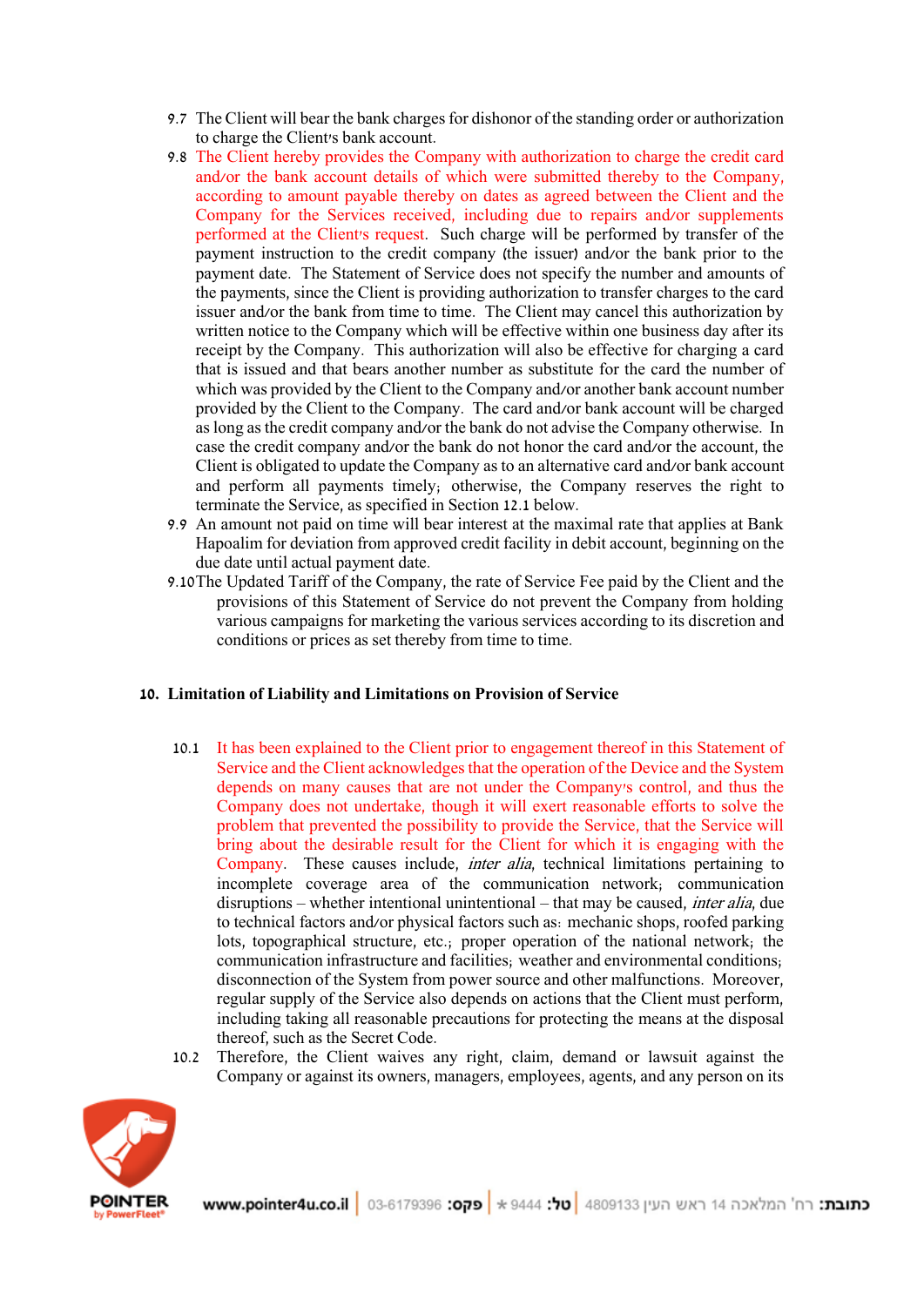9.7 The Client will bear the bank charges for dishonor of the standing order or authorization to charge the Client's bank account.

9.8 The Client hereby provides the Company with authorization to charge the credit card and/or the bank account details of which were submitted thereby to the Company, according to amount payable thereby on dates as agreed between the Client and the Company for the Services received, including due to repairs and/or supplements performed at the Client's request. Such charge will be performed by transfer of the payment instruction to the credit company (the issuer) and/or the bank prior to the payment date. The Statement of Service does not specify the number and amounts of the payments, since the Client is providing authorization to transfer charges to the card issuer and/or the bank from time to time. The Client may cancel this authorization by written notice to the Company which will be effective within one business day after its receipt by the Company. This authorization will also be effective for charging a card that is issued and that bears another number as substitute for the card the number of which was provided by the Client to the Company and/or another bank account number provided by the Client to the Company. The card and/or bank account will be charged as long as the credit company and/or the bank do not advise the Company otherwise. In case the credit company and/or the bank do not honor the card and/or the account, the Client is obligated to update the Company as to an alternative card and/or bank account and perform all payments timely; otherwise, the Company reserves the right to terminate the Service, as specified in Section 12.1 below.

9.9 An amount not paid on time will bear interest at the maximal rate that applies at Bank Hapoalim for deviation from approved credit facility in debit account, beginning on the due date until actual payment date.

9.10 The Updated Tariff of the Company, the rate of Service Fee paid by the Client and the provisions of this Statement of Service do not prevent the Company from holding various campaigns for marketing the various services according to its discretion and conditions or prices as set thereby from time to time.

## 10. Limitation of Liability and Limitations on Provision of Service

10.1 It has been explained to the Client prior to engagement thereof in this Statement of Service and the Client acknowledges that the operation of the Device and the System depends on many causes that are not under the Company's control, and thus the Company does not undertake, though it will exert reasonable efforts to solve the problem that prevented the possibility to provide the Service, that the Service will bring about the desirable result for the Client for which it is engaging with the Company. These causes include, *inter alia*, technical limitations pertaining to incomplete coverage area of the communication network; communication disruptions – whether intentional unintentional – that may be caused, *inter alia*, due to technical factors and/or physical factors such as: mechanic shops, roofed parking lots, topographical structure, etc.; proper operation of the national network; the communication infrastructure and facilities; weather and environmental conditions; disconnection of the System from power source and other malfunctions. Moreover, regular supply of the Service also depends on actions that the Client must perform, including taking all reasonable precautions for protecting the means at the disposal thereof, such as the Secret Code.

10.2 Therefore, the Client waives any right, claim, demand or lawsuit against the Company or against its owners, managers, employees, agents, and any person on its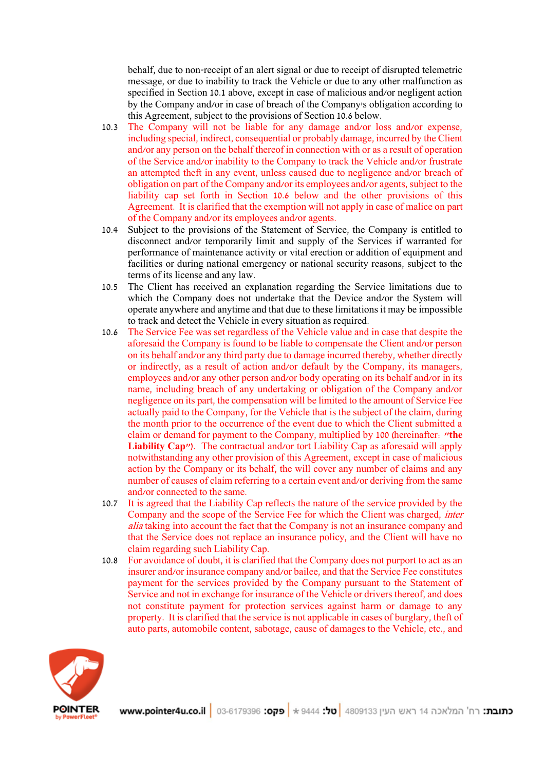behalf, due to non-receipt of an alert signal or due to receipt of disrupted telemetric message, or due to inability to track the Vehicle or due to any other malfunction as specified in Section 10.1 above, except in case of malicious and/or negligent action by the Company and/or in case of breach of the Company's obligation according to this Agreement, subject to the provisions of Section 10.6 below.

10.3 The Company will not be liable for any damage and/or loss and/or expense, including special, indirect, consequential or probably damage, incurred by the Client and/or any person on the behalf thereof in connection with or as a result of operation of the Service and/or inability to the Company to track the Vehicle and/or frustrate an attempted theft in any event, unless caused due to negligence and/or breach of obligation on part of the Company and/or its employees and/or agents, subject to the liability cap set forth in Section 10.6 below and the other provisions of this Agreement. It is clarified that the exemption will not apply in case of malice on part of the Company and/or its employees and/or agents.

10.4 Subject to the provisions of the Statement of Service, the Company is entitled to disconnect and/or temporarily limit and supply of the Services if warranted for performance of maintenance activity or vital erection or addition of equipment and facilities or during national emergency or national security reasons, subject to the terms of its license and any law.

10.5 The Client has received an explanation regarding the Service limitations due to which the Company does not undertake that the Device and/or the System will operate anywhere and anytime and that due to these limitations it may be impossible to track and detect the Vehicle in every situation as required.

10.6 The Service Fee was set regardless of the Vehicle value and in case that despite the aforesaid the Company is found to be liable to compensate the Client and/or person on its behalf and/or any third party due to damage incurred thereby, whether directly or indirectly, as a result of action and/or default by the Company, its managers, employees and/or any other person and/or body operating on its behalf and/or in its name, including breach of any undertaking or obligation of the Company and/or negligence on its part, the compensation will be limited to the amount of Service Fee actually paid to the Company, for the Vehicle that is the subject of the claim, during the month prior to the occurrence of the event due to which the Client submitted a claim or demand for payment to the Company, multiplied by 100 (hereinafter: **"the Liability Cap"**). The contractual and/or tort Liability Cap as aforesaid will apply notwithstanding any other provision of this Agreement, except in case of malicious action by the Company or its behalf, the will cover any number of claims and any number of causes of claim referring to a certain event and/or deriving from the same and/or connected to the same.

10.7 It is agreed that the Liability Cap reflects the nature of the service provided by the Company and the scope of the Service Fee for which the Client was charged, *inter alia* taking into account the fact that the Company is not an insurance company and that the Service does not replace an insurance policy, and the Client will have no claim regarding such Liability Cap.

10.8 For avoidance of doubt, it is clarified that the Company does not purport to act as an insurer and/or insurance company and/or bailee, and that the Service Fee constitutes payment for the services provided by the Company pursuant to the Statement of Service and not in exchange for insurance of the Vehicle or drivers thereof, and does not constitute payment for protection services against harm or damage to any property. It is clarified that the service is not applicable in cases of burglary, theft of auto parts, automobile content, sabotage, cause of damages to the Vehicle, etc., and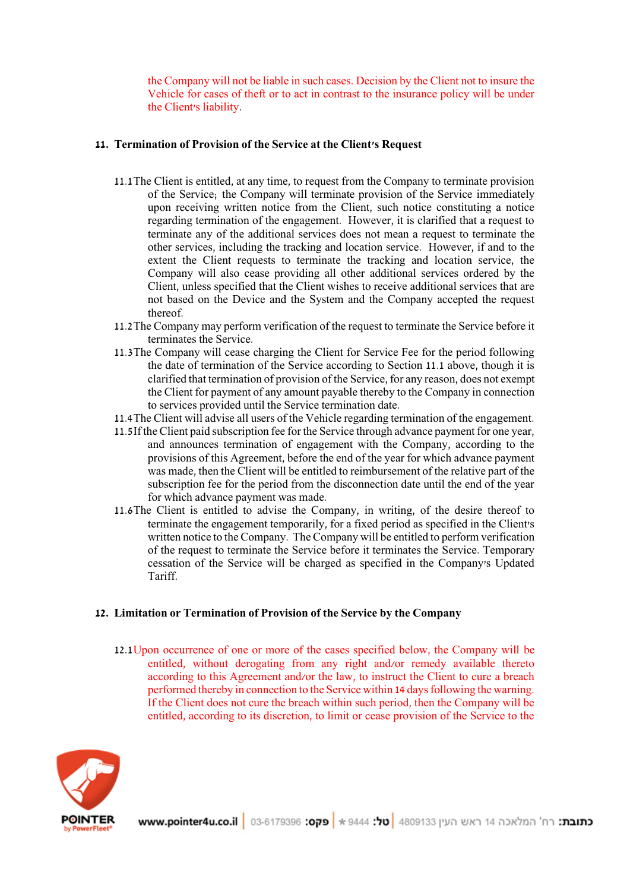the Company will not be liable in such cases. Decision by the Client not to insure the Vehicle for cases of theft or to act in contrast to the insurance policy will be under the Client's liability.

## 11. Termination of Provision of the Service at the Client's Request

11.1 The Client is entitled, at any time, to request from the Company to terminate provision of the Service; the Company will terminate provision of the Service immediately upon receiving written notice from the Client, such notice constituting a notice regarding termination of the engagement. However, it is clarified that a request to terminate any of the additional services does not mean a request to terminate the other services, including the tracking and location service. However, if and to the extent the Client requests to terminate the tracking and location service, the Company will also cease providing all other additional services ordered by the Client, unless specified that the Client wishes to receive additional services that are not based on the Device and the System and the Company accepted the request thereof.

11.2 The Company may perform verification of the request to terminate the Service before it terminates the Service.

11.3 The Company will cease charging the Client for Service Fee for the period following the date of termination of the Service according to Section 11.1 above, though it is clarified that termination of provision of the Service, for any reason, does not exempt the Client for payment of any amount payable thereby to the Company in connection to services provided until the Service termination date.

11.4 The Client will advise all users of the Vehicle regarding termination of the engagement.

11.5 If the Client paid subscription fee for the Service through advance payment for one year, and announces termination of engagement with the Company, according to the provisions of this Agreement, before the end of the year for which advance payment was made, then the Client will be entitled to reimbursement of the relative part of the subscription fee for the period from the disconnection date until the end of the year for which advance payment was made.

11.6 The Client is entitled to advise the Company, in writing, of the desire thereof to terminate the engagement temporarily, for a fixed period as specified in the Client's written notice to the Company. The Company will be entitled to perform verification of the request to terminate the Service before it terminates the Service. Temporary cessation of the Service will be charged as specified in the Company's Updated Tariff.

## 12. Limitation or Termination of Provision of the Service by the Company

12.1 Upon occurrence of one or more of the cases specified below, the Company will be entitled, without derogating from any right and/or remedy available thereto according to this Agreement and/or the law, to instruct the Client to cure a breach performed thereby in connection to the Service within 14 days following the warning. If the Client does not cure the breach within such period, then the Company will be entitled, according to its discretion, to limit or cease provision of the Service to the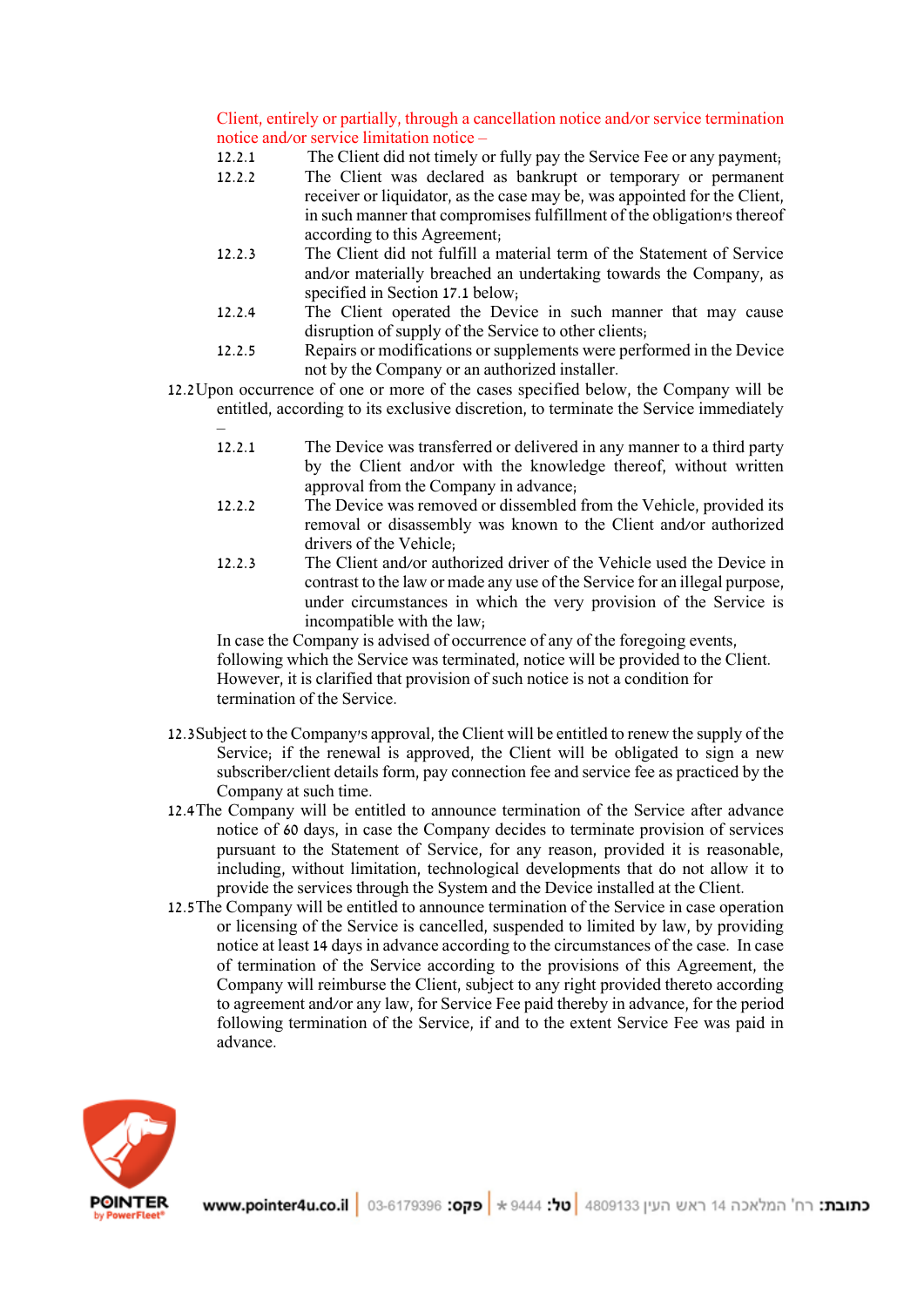Client, entirely or partially, through a cancellation notice and/or service termination notice and/or service limitation notice –

12.2.1 The Client did not timely or fully pay the Service Fee or any payment;

12.2.2 The Client was declared as bankrupt or temporary or permanent receiver or liquidator, as the case may be, was appointed for the Client, in such manner that compromises fulfillment of the obligation's thereof according to this Agreement;

12.2.3 The Client did not fulfill a material term of the Statement of Service and/or materially breached an undertaking towards the Company, as specified in Section 17.1 below;

12.2.4 The Client operated the Device in such manner that may cause disruption of supply of the Service to other clients;

12.2.5 Repairs or modifications or supplements were performed in the Device not by the Company or an authorized installer.

12.2 Upon occurrence of one or more of the cases specified below, the Company will be entitled, according to its exclusive discretion, to terminate the Service immediately –

12.2.1 The Device was transferred or delivered in any manner to a third party by the Client and/or with the knowledge thereof, without written approval from the Company in advance;

12.2.2 The Device was removed or dissembled from the Vehicle, provided its removal or disassembly was known to the Client and/or authorized drivers of the Vehicle;

12.2.3 The Client and/or authorized driver of the Vehicle used the Device in contrast to the law or made any use of the Service for an illegal purpose, under circumstances in which the very provision of the Service is incompatible with the law;

In case the Company is advised of occurrence of any of the foregoing events, following which the Service was terminated, notice will be provided to the Client. However, it is clarified that provision of such notice is not a condition for termination of the Service.

12.3 Subject to the Company's approval, the Client will be entitled to renew the supply of the Service; if the renewal is approved, the Client will be obligated to sign a new subscriber/client details form, pay connection fee and service fee as practiced by the Company at such time.

12.4 The Company will be entitled to announce termination of the Service after advance notice of 60 days, in case the Company decides to terminate provision of services pursuant to the Statement of Service, for any reason, provided it is reasonable, including, without limitation, technological developments that do not allow it to provide the services through the System and the Device installed at the Client.

12.5 The Company will be entitled to announce termination of the Service in case operation or licensing of the Service is cancelled, suspended to limited by law, by providing notice at least 14 days in advance according to the circumstances of the case. In case of termination of the Service according to the provisions of this Agreement, the Company will reimburse the Client, subject to any right provided thereto according to agreement and/or any law, for Service Fee paid thereby in advance, for the period following termination of the Service, if and to the extent Service Fee was paid in advance.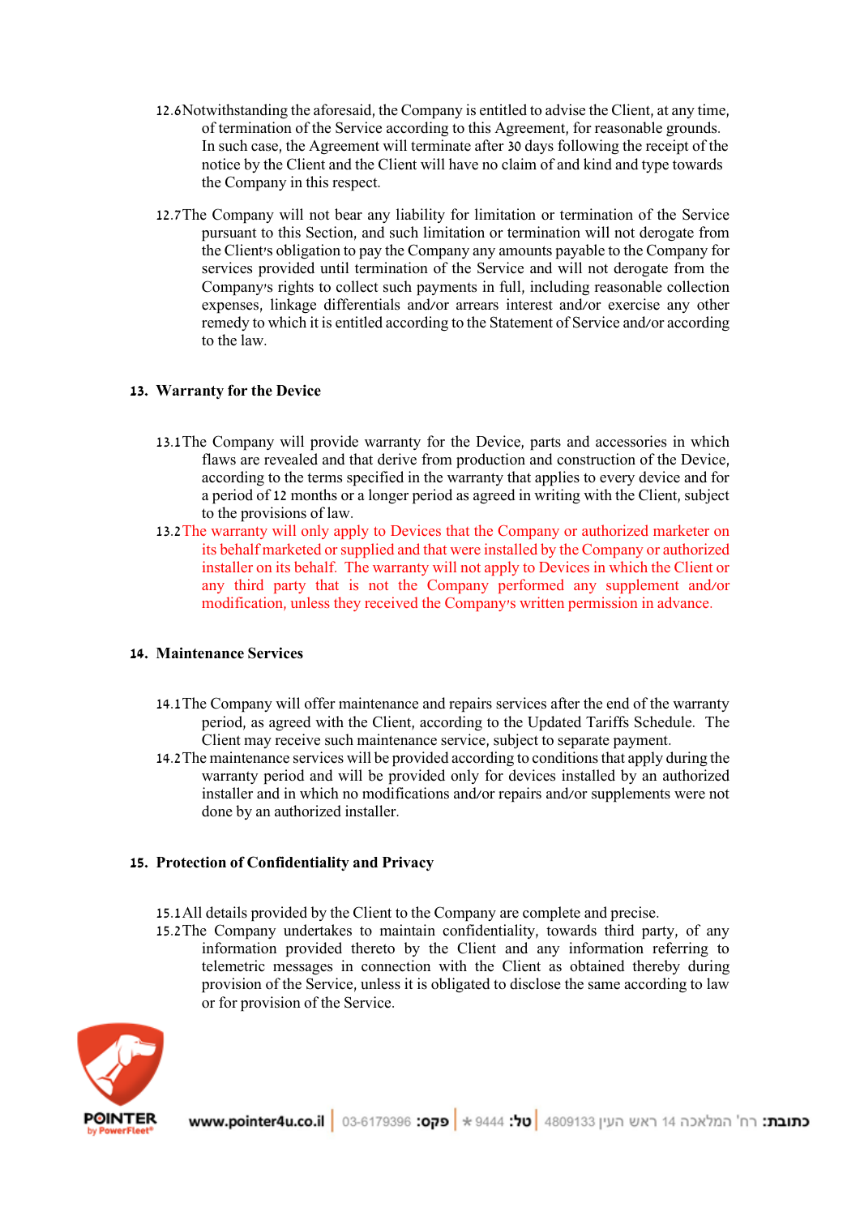12.6 Notwithstanding the aforesaid, the Company is entitled to advise the Client, at any time, of termination of the Service according to this Agreement, for reasonable grounds. In such case, the Agreement will terminate after 30 days following the receipt of the notice by the Client and the Client will have no claim of and kind and type towards the Company in this respect.

12.7 The Company will not bear any liability for limitation or termination of the Service pursuant to this Section, and such limitation or termination will not derogate from the Client's obligation to pay the Company any amounts payable to the Company for services provided until termination of the Service and will not derogate from the Company's rights to collect such payments in full, including reasonable collection expenses, linkage differentials and/or arrears interest and/or exercise any other remedy to which it is entitled according to the Statement of Service and/or according to the law.

## 13. Warranty for the Device

13.1 The Company will provide warranty for the Device, parts and accessories in which flaws are revealed and that derive from production and construction of the Device, according to the terms specified in the warranty that applies to every device and for a period of 12 months or a longer period as agreed in writing with the Client, subject to the provisions of law.

13.2 The warranty will only apply to Devices that the Company or authorized marketer on its behalf marketed or supplied and that were installed by the Company or authorized installer on its behalf. The warranty will not apply to Devices in which the Client or any third party that is not the Company performed any supplement and/or modification, unless they received the Company's written permission in advance.

## 14. Maintenance Services

14.1 The Company will offer maintenance and repairs services after the end of the warranty period, as agreed with the Client, according to the Updated Tariffs Schedule. The Client may receive such maintenance service, subject to separate payment.

14.2 The maintenance services will be provided according to conditions that apply during the warranty period and will be provided only for devices installed by an authorized installer and in which no modifications and/or repairs and/or supplements were not done by an authorized installer.

## 15. Protection of Confidentiality and Privacy

15.1 All details provided by the Client to the Company are complete and precise.

15.2 The Company undertakes to maintain confidentiality, towards third party, of any information provided thereto by the Client and any information referring to telemetric messages in connection with the Client as obtained thereby during provision of the Service, unless it is obligated to disclose the same according to law or for provision of the Service.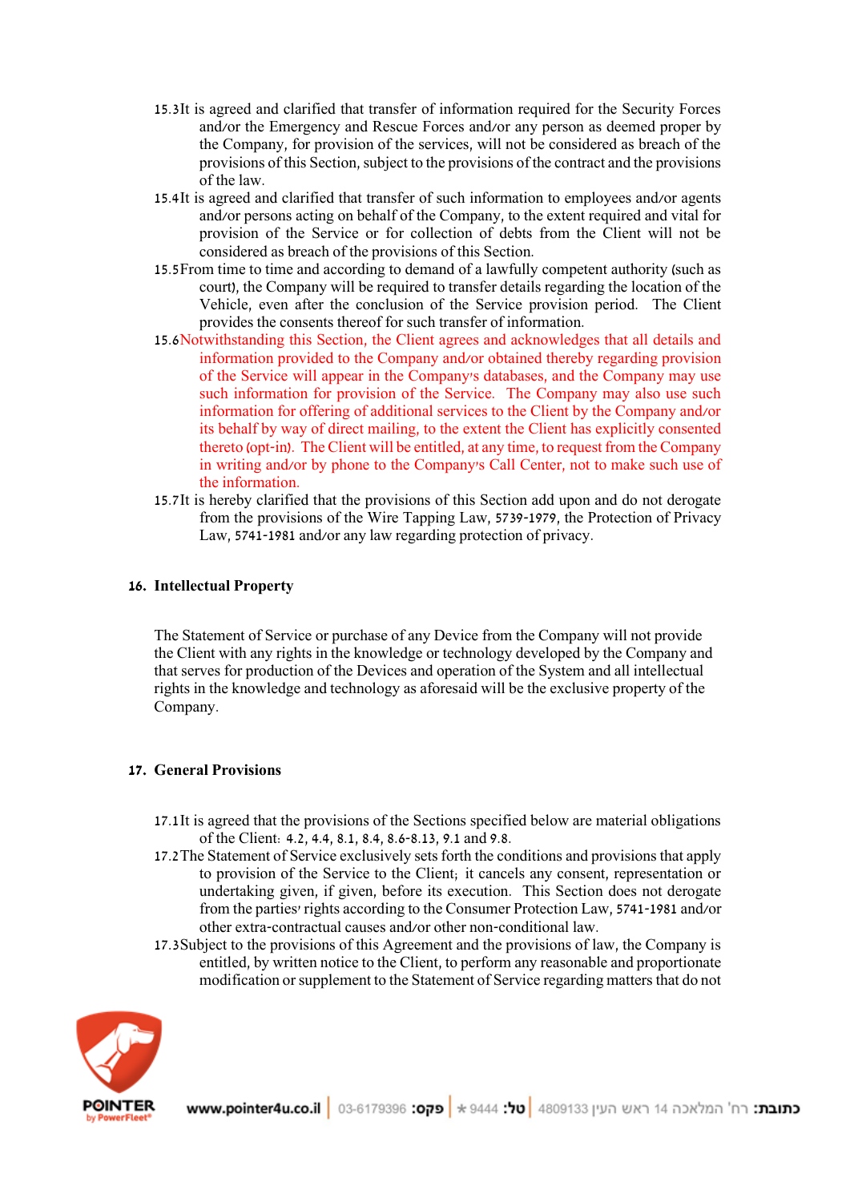15.3 It is agreed and clarified that transfer of information required for the Security Forces and/or the Emergency and Rescue Forces and/or any person as deemed proper by the Company, for provision of the services, will not be considered as breach of the provisions of this Section, subject to the provisions of the contract and the provisions of the law.

15.4 It is agreed and clarified that transfer of such information to employees and/or agents and/or persons acting on behalf of the Company, to the extent required and vital for provision of the Service or for collection of debts from the Client will not be considered as breach of the provisions of this Section.

15.5 From time to time and according to demand of a lawfully competent authority (such as court), the Company will be required to transfer details regarding the location of the Vehicle, even after the conclusion of the Service provision period. The Client provides the consents thereof for such transfer of information.

15.6 Notwithstanding this Section, the Client agrees and acknowledges that all details and information provided to the Company and/or obtained thereby regarding provision of the Service will appear in the Company's databases, and the Company may use such information for provision of the Service. The Company may also use such information for offering of additional services to the Client by the Company and/or its behalf by way of direct mailing, to the extent the Client has explicitly consented thereto (opt-in). The Client will be entitled, at any time, to request from the Company in writing and/or by phone to the Company's Call Center, not to make such use of the information.

15.7 It is hereby clarified that the provisions of this Section add upon and do not derogate from the provisions of the Wire Tapping Law, 5739-1979, the Protection of Privacy Law, 5741-1981 and/or any law regarding protection of privacy.

## 16. Intellectual Property

The Statement of Service or purchase of any Device from the Company will not provide the Client with any rights in the knowledge or technology developed by the Company and that serves for production of the Devices and operation of the System and all intellectual rights in the knowledge and technology as aforesaid will be the exclusive property of the Company.

## 17. General Provisions

17.1 It is agreed that the provisions of the Sections specified below are material obligations of the Client: 4.2, 4.4, 8.1, 8.4, 8.6-8.13, 9.1 and 9.8.

17.2 The Statement of Service exclusively sets forth the conditions and provisions that apply to provision of the Service to the Client; it cancels any consent, representation or undertaking given, if given, before its execution. This Section does not derogate from the parties' rights according to the Consumer Protection Law, 5741-1981 and/or other extra-contractual causes and/or other non-conditional law.

17.3 Subject to the provisions of this Agreement and the provisions of law, the Company is entitled, by written notice to the Client, to perform any reasonable and proportionate modification or supplement to the Statement of Service regarding matters that do not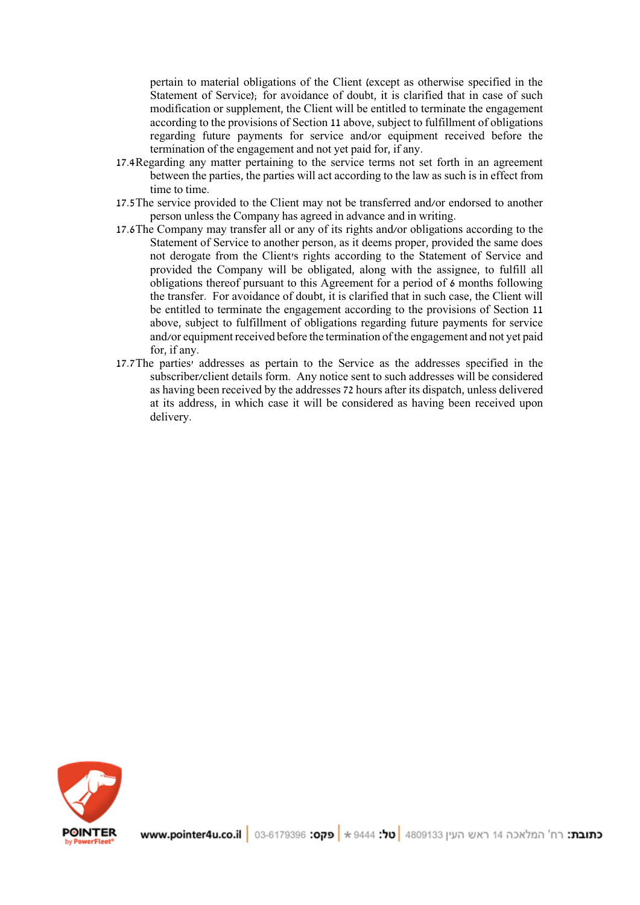pertain to material obligations of the Client (except as otherwise specified in the Statement of Service); for avoidance of doubt, it is clarified that in case of such modification or supplement, the Client will be entitled to terminate the engagement according to the provisions of Section 11 above, subject to fulfillment of obligations regarding future payments for service and/or equipment received before the termination of the engagement and not yet paid for, if any.

17.4 Regarding any matter pertaining to the service terms not set forth in an agreement between the parties, the parties will act according to the law as such is in effect from time to time.

17.5 The service provided to the Client may not be transferred and/or endorsed to another person unless the Company has agreed in advance and in writing.

17.6 The Company may transfer all or any of its rights and/or obligations according to the Statement of Service to another person, as it deems proper, provided the same does not derogate from the Client's rights according to the Statement of Service and provided the Company will be obligated, along with the assignee, to fulfill all obligations thereof pursuant to this Agreement for a period of 6 months following the transfer. For avoidance of doubt, it is clarified that in such case, the Client will be entitled to terminate the engagement according to the provisions of Section 11 above, subject to fulfillment of obligations regarding future payments for service and/or equipment received before the termination of the engagement and not yet paid for, if any.

17.7 The parties' addresses as pertain to the Service as the addresses specified in the subscriber/client details form. Any notice sent to such addresses will be considered as having been received by the addresses 72 hours after its dispatch, unless delivered at its address, in which case it will be considered as having been received upon delivery.